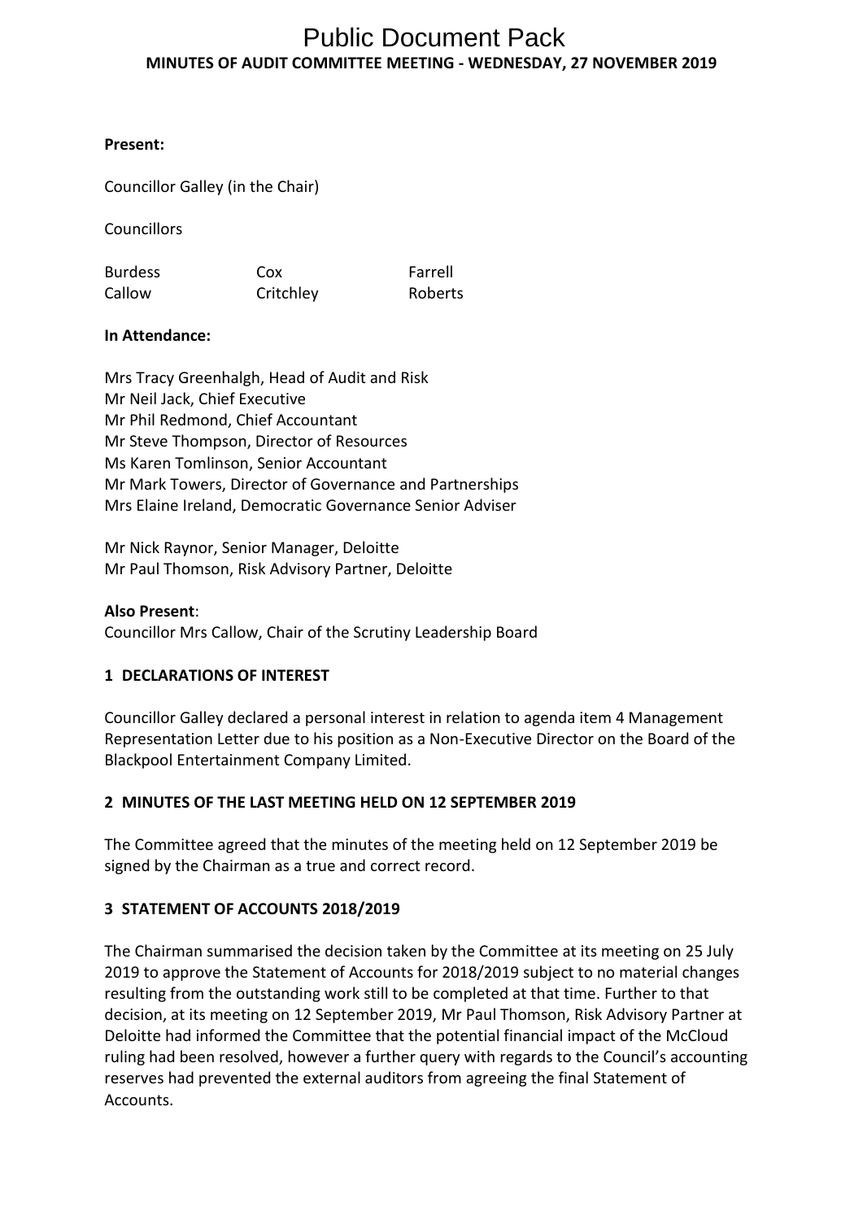# Public Document Pack

## MINUTES OF AUDIT COMMITTEE MEETING - WEDNESDAY, 27 NOVEMBER 2019

**Present:**

Councillor Galley (in the Chair)

Councillors

| | | |
|---|---|---|
| Burdess | Cox | Farrell |
| Callow | Critchley | Roberts |

**In Attendance:**

Mrs Tracy Greenhalgh, Head of Audit and Risk
Mr Neil Jack, Chief Executive
Mr Phil Redmond, Chief Accountant
Mr Steve Thompson, Director of Resources
Ms Karen Tomlinson, Senior Accountant
Mr Mark Towers, Director of Governance and Partnerships
Mrs Elaine Ireland, Democratic Governance Senior Adviser

Mr Nick Raynor, Senior Manager, Deloitte
Mr Paul Thomson, Risk Advisory Partner, Deloitte

**Also Present**:
Councillor Mrs Callow, Chair of the Scrutiny Leadership Board

### 1 DECLARATIONS OF INTEREST

Councillor Galley declared a personal interest in relation to agenda item 4 Management Representation Letter due to his position as a Non-Executive Director on the Board of the Blackpool Entertainment Company Limited.

### 2 MINUTES OF THE LAST MEETING HELD ON 12 SEPTEMBER 2019

The Committee agreed that the minutes of the meeting held on 12 September 2019 be signed by the Chairman as a true and correct record.

### 3 STATEMENT OF ACCOUNTS 2018/2019

The Chairman summarised the decision taken by the Committee at its meeting on 25 July 2019 to approve the Statement of Accounts for 2018/2019 subject to no material changes resulting from the outstanding work still to be completed at that time. Further to that decision, at its meeting on 12 September 2019, Mr Paul Thomson, Risk Advisory Partner at Deloitte had informed the Committee that the potential financial impact of the McCloud ruling had been resolved, however a further query with regards to the Council's accounting reserves had prevented the external auditors from agreeing the final Statement of Accounts.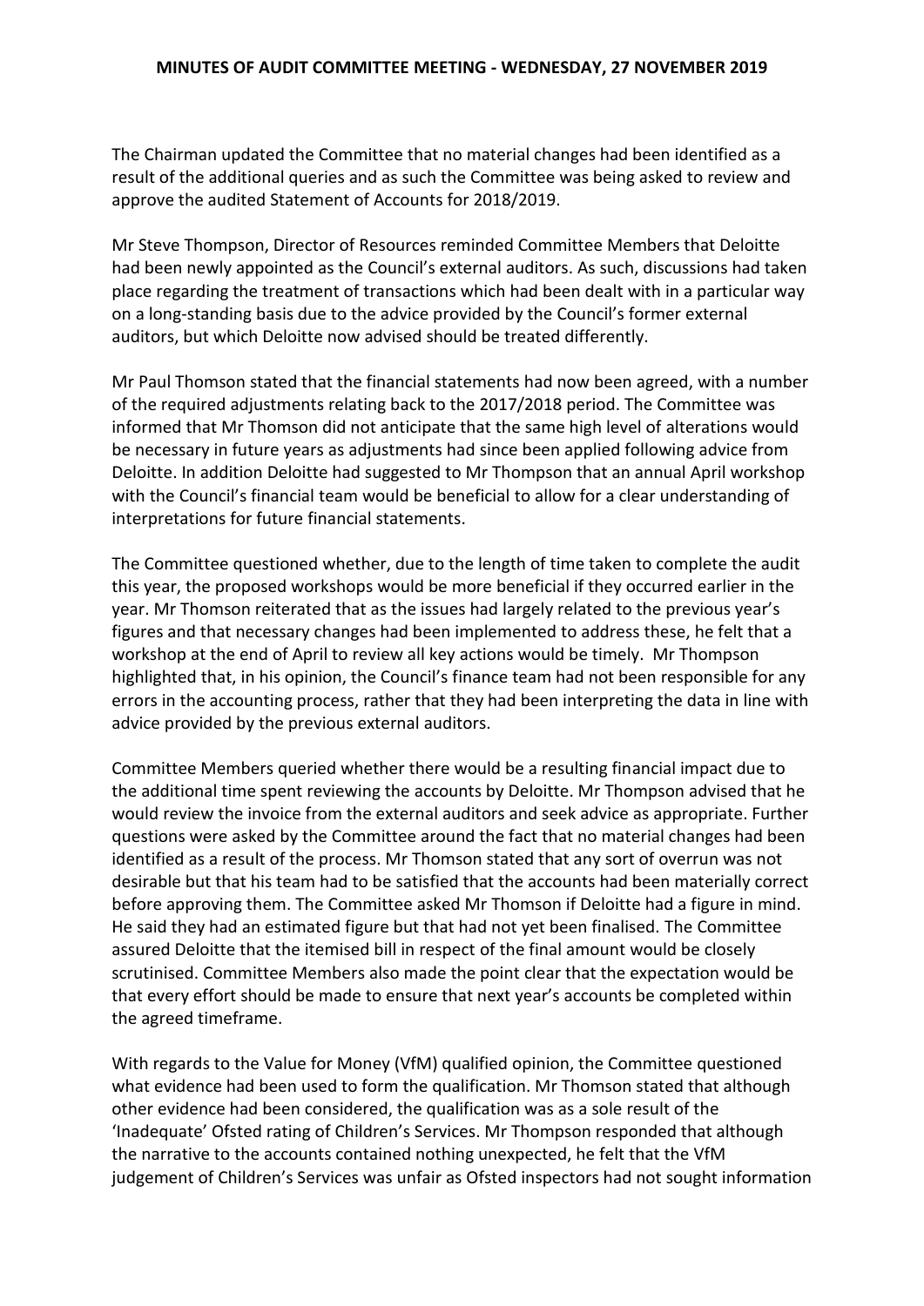The Chairman updated the Committee that no material changes had been identified as a result of the additional queries and as such the Committee was being asked to review and approve the audited Statement of Accounts for 2018/2019.

Mr Steve Thompson, Director of Resources reminded Committee Members that Deloitte had been newly appointed as the Council's external auditors. As such, discussions had taken place regarding the treatment of transactions which had been dealt with in a particular way on a long-standing basis due to the advice provided by the Council's former external auditors, but which Deloitte now advised should be treated differently.

Mr Paul Thomson stated that the financial statements had now been agreed, with a number of the required adjustments relating back to the 2017/2018 period. The Committee was informed that Mr Thomson did not anticipate that the same high level of alterations would be necessary in future years as adjustments had since been applied following advice from Deloitte. In addition Deloitte had suggested to Mr Thompson that an annual April workshop with the Council's financial team would be beneficial to allow for a clear understanding of interpretations for future financial statements.

The Committee questioned whether, due to the length of time taken to complete the audit this year, the proposed workshops would be more beneficial if they occurred earlier in the year. Mr Thomson reiterated that as the issues had largely related to the previous year's figures and that necessary changes had been implemented to address these, he felt that a workshop at the end of April to review all key actions would be timely. Mr Thompson highlighted that, in his opinion, the Council's finance team had not been responsible for any errors in the accounting process, rather that they had been interpreting the data in line with advice provided by the previous external auditors.

Committee Members queried whether there would be a resulting financial impact due to the additional time spent reviewing the accounts by Deloitte. Mr Thompson advised that he would review the invoice from the external auditors and seek advice as appropriate. Further questions were asked by the Committee around the fact that no material changes had been identified as a result of the process. Mr Thomson stated that any sort of overrun was not desirable but that his team had to be satisfied that the accounts had been materially correct before approving them. The Committee asked Mr Thomson if Deloitte had a figure in mind. He said they had an estimated figure but that had not yet been finalised. The Committee assured Deloitte that the itemised bill in respect of the final amount would be closely scrutinised. Committee Members also made the point clear that the expectation would be that every effort should be made to ensure that next year's accounts be completed within the agreed timeframe.

With regards to the Value for Money (VfM) qualified opinion, the Committee questioned what evidence had been used to form the qualification. Mr Thomson stated that although other evidence had been considered, the qualification was as a sole result of the 'Inadequate' Ofsted rating of Children's Services. Mr Thompson responded that although the narrative to the accounts contained nothing unexpected, he felt that the VfM judgement of Children's Services was unfair as Ofsted inspectors had not sought information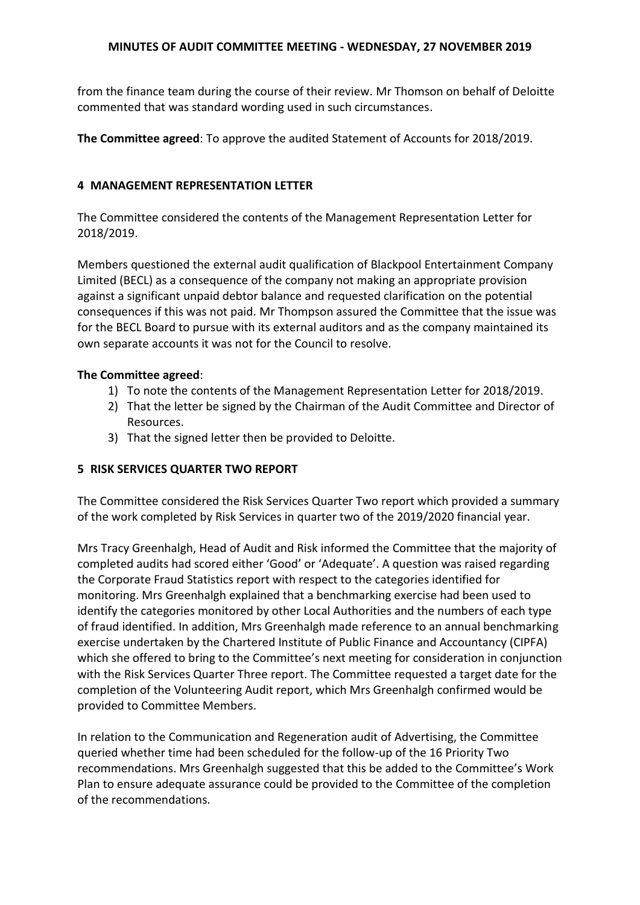from the finance team during the course of their review. Mr Thomson on behalf of Deloitte commented that was standard wording used in such circumstances.

**The Committee agreed**: To approve the audited Statement of Accounts for 2018/2019.

## 4 MANAGEMENT REPRESENTATION LETTER

The Committee considered the contents of the Management Representation Letter for 2018/2019.

Members questioned the external audit qualification of Blackpool Entertainment Company Limited (BECL) as a consequence of the company not making an appropriate provision against a significant unpaid debtor balance and requested clarification on the potential consequences if this was not paid. Mr Thompson assured the Committee that the issue was for the BECL Board to pursue with its external auditors and as the company maintained its own separate accounts it was not for the Council to resolve.

**The Committee agreed**:

1) To note the contents of the Management Representation Letter for 2018/2019.
2) That the letter be signed by the Chairman of the Audit Committee and Director of Resources.
3) That the signed letter then be provided to Deloitte.

## 5 RISK SERVICES QUARTER TWO REPORT

The Committee considered the Risk Services Quarter Two report which provided a summary of the work completed by Risk Services in quarter two of the 2019/2020 financial year.

Mrs Tracy Greenhalgh, Head of Audit and Risk informed the Committee that the majority of completed audits had scored either 'Good' or 'Adequate'. A question was raised regarding the Corporate Fraud Statistics report with respect to the categories identified for monitoring. Mrs Greenhalgh explained that a benchmarking exercise had been used to identify the categories monitored by other Local Authorities and the numbers of each type of fraud identified. In addition, Mrs Greenhalgh made reference to an annual benchmarking exercise undertaken by the Chartered Institute of Public Finance and Accountancy (CIPFA) which she offered to bring to the Committee's next meeting for consideration in conjunction with the Risk Services Quarter Three report. The Committee requested a target date for the completion of the Volunteering Audit report, which Mrs Greenhalgh confirmed would be provided to Committee Members.

In relation to the Communication and Regeneration audit of Advertising, the Committee queried whether time had been scheduled for the follow-up of the 16 Priority Two recommendations. Mrs Greenhalgh suggested that this be added to the Committee's Work Plan to ensure adequate assurance could be provided to the Committee of the completion of the recommendations.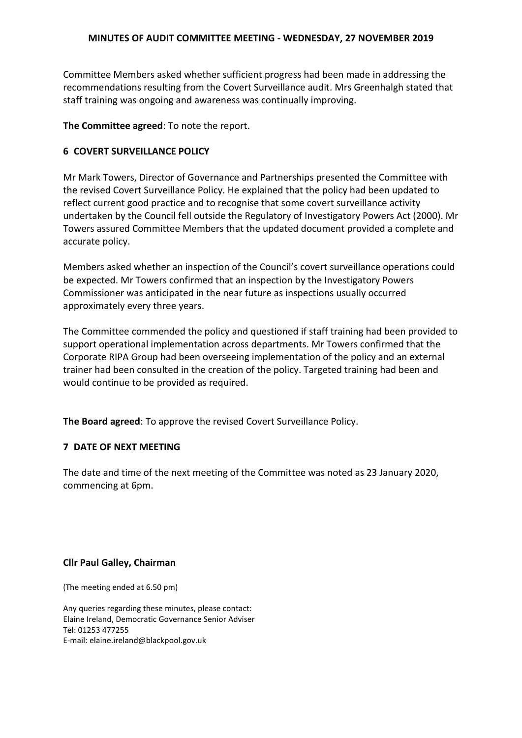Committee Members asked whether sufficient progress had been made in addressing the recommendations resulting from the Covert Surveillance audit. Mrs Greenhalgh stated that staff training was ongoing and awareness was continually improving.

**The Committee agreed**: To note the report.

## 6 COVERT SURVEILLANCE POLICY

Mr Mark Towers, Director of Governance and Partnerships presented the Committee with the revised Covert Surveillance Policy. He explained that the policy had been updated to reflect current good practice and to recognise that some covert surveillance activity undertaken by the Council fell outside the Regulatory of Investigatory Powers Act (2000). Mr Towers assured Committee Members that the updated document provided a complete and accurate policy.

Members asked whether an inspection of the Council's covert surveillance operations could be expected. Mr Towers confirmed that an inspection by the Investigatory Powers Commissioner was anticipated in the near future as inspections usually occurred approximately every three years.

The Committee commended the policy and questioned if staff training had been provided to support operational implementation across departments. Mr Towers confirmed that the Corporate RIPA Group had been overseeing implementation of the policy and an external trainer had been consulted in the creation of the policy. Targeted training had been and would continue to be provided as required.

**The Board agreed**: To approve the revised Covert Surveillance Policy.

## 7 DATE OF NEXT MEETING

The date and time of the next meeting of the Committee was noted as 23 January 2020, commencing at 6pm.

**Cllr Paul Galley, Chairman**

(The meeting ended at 6.50 pm)

Any queries regarding these minutes, please contact:
Elaine Ireland, Democratic Governance Senior Adviser
Tel: 01253 477255
E-mail: elaine.ireland@blackpool.gov.uk